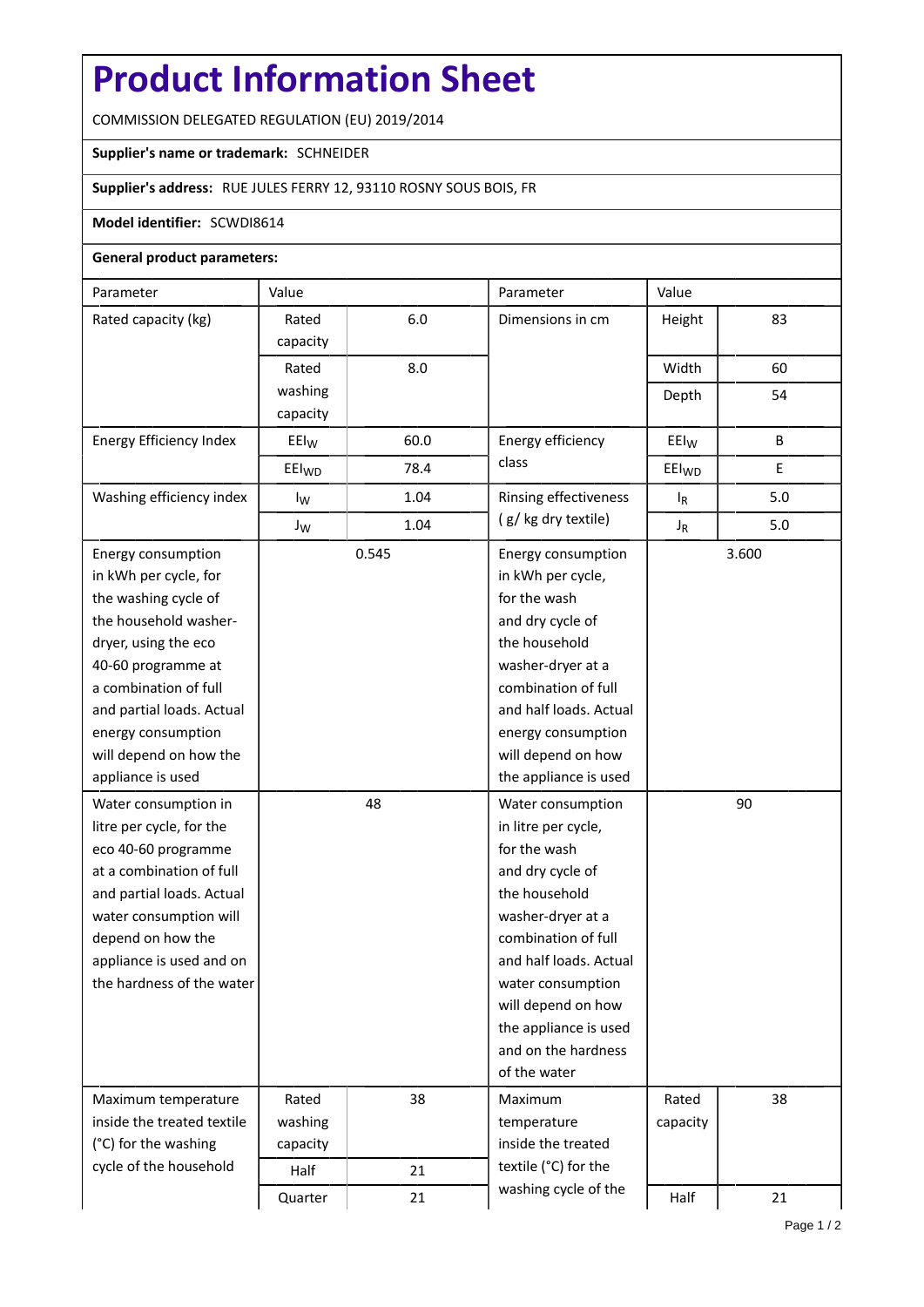# Product Information Sheet

COMMISSION DELEGATED REGULATION (EU) 2019/2014

**Supplier's name or trademark:** SCHNEIDER

**Supplier's address:** RUE JULES FERRY 12, 93110 ROSNY SOUS BOIS, FR

**Model identifier:** SCWDI8614

**General product parameters:**

| Parameter | Value | | Parameter | Value | |
|---|---|---|---|---|---|
| Rated capacity (kg) | Rated capacity | 6.0 | Dimensions in cm | Height | 83 |
| | Rated washing capacity | 8.0 | | Width | 60 |
| | | | | Depth | 54 |
| Energy Efficiency Index | $EEI_W$ | 60.0 | Energy efficiency class | $EEI_W$ | B |
| | $EEI_{WD}$ | 78.4 | | $EEI_{WD}$ | E |
| Washing efficiency index | $I_W$ | 1.04 | Rinsing effectiveness ( g/ kg dry textile) | $I_R$ | 5.0 |
| | $J_W$ | 1.04 | | $J_R$ | 5.0 |
| Energy consumption in kWh per cycle, for the washing cycle of the household washer-dryer, using the eco 40-60 programme at a combination of full and partial loads. Actual energy consumption will depend on how the appliance is used | 0.545 | | Energy consumption in kWh per cycle, for the wash and dry cycle of the household washer-dryer at a combination of full and half loads. Actual energy consumption will depend on how the appliance is used | 3.600 | |
| Water consumption in litre per cycle, for the eco 40-60 programme at a combination of full and partial loads. Actual water consumption will depend on how the appliance is used and on the hardness of the water | 48 | | Water consumption in litre per cycle, for the wash and dry cycle of the household washer-dryer at a combination of full and half loads. Actual water consumption will depend on how the appliance is used and on the hardness of the water | 90 | |
| Maximum temperature inside the treated textile (°C) for the washing cycle of the household | Rated washing capacity | 38 | Maximum temperature inside the treated textile (°C) for the washing cycle of the | Rated capacity | 38 |
| | Half | 21 | | | |
| | Quarter | 21 | | Half | 21 |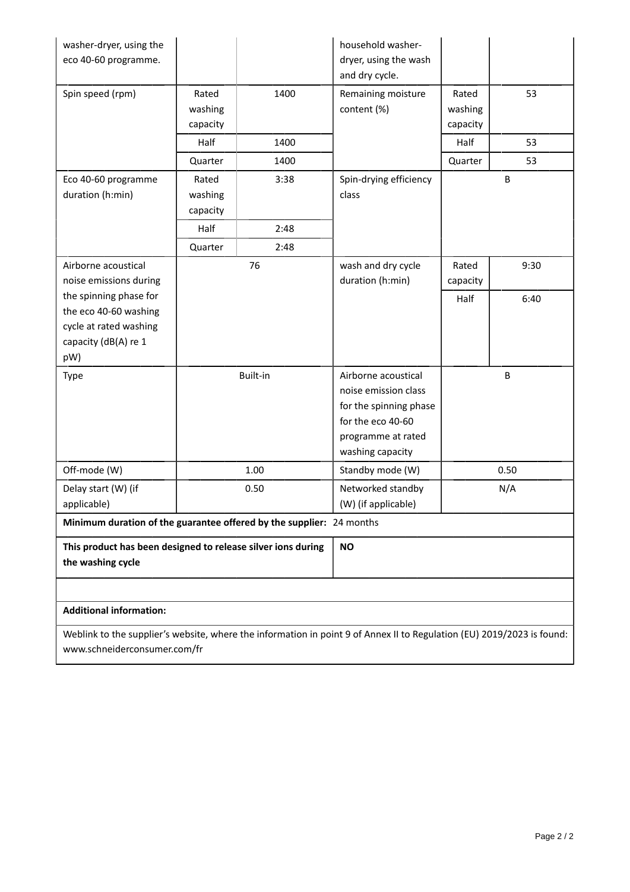| | | | | | |
|---|---|---|---|---|---|
| washer-dryer, using the eco 40-60 programme. | | | household washer-dryer, using the wash and dry cycle. | | |
| Spin speed (rpm) | Rated washing capacity | 1400 | Remaining moisture content (%) | Rated washing capacity | 53 |
| | Half | 1400 | | Half | 53 |
| | Quarter | 1400 | | Quarter | 53 |
| Eco 40-60 programme duration (h:min) | Rated washing capacity | 3:38 | Spin-drying efficiency class | B | |
| | Half | 2:48 | | | |
| | Quarter | 2:48 | | | |
| Airborne acoustical noise emissions during the spinning phase for the eco 40-60 washing cycle at rated washing capacity (dB(A) re 1 pW) | 76 | | wash and dry cycle duration (h:min) | Rated capacity | 9:30 |
| | | | | Half | 6:40 |
| Type | Built-in | | Airborne acoustical noise emission class for the spinning phase for the eco 40-60 programme at rated washing capacity | B | |
| Off-mode (W) | 1.00 | | Standby mode (W) | 0.50 | |
| Delay start (W) (if applicable) | 0.50 | | Networked standby (W) (if applicable) | N/A | |

**Minimum duration of the guarantee offered by the supplier:** 24 months

| | |
|---|---|
| **This product has been designed to release silver ions during the washing cycle** | **NO** |

**Additional information:**

Weblink to the supplier's website, where the information in point 9 of Annex II to Regulation (EU) 2019/2023 is found: www.schneiderconsumer.com/fr